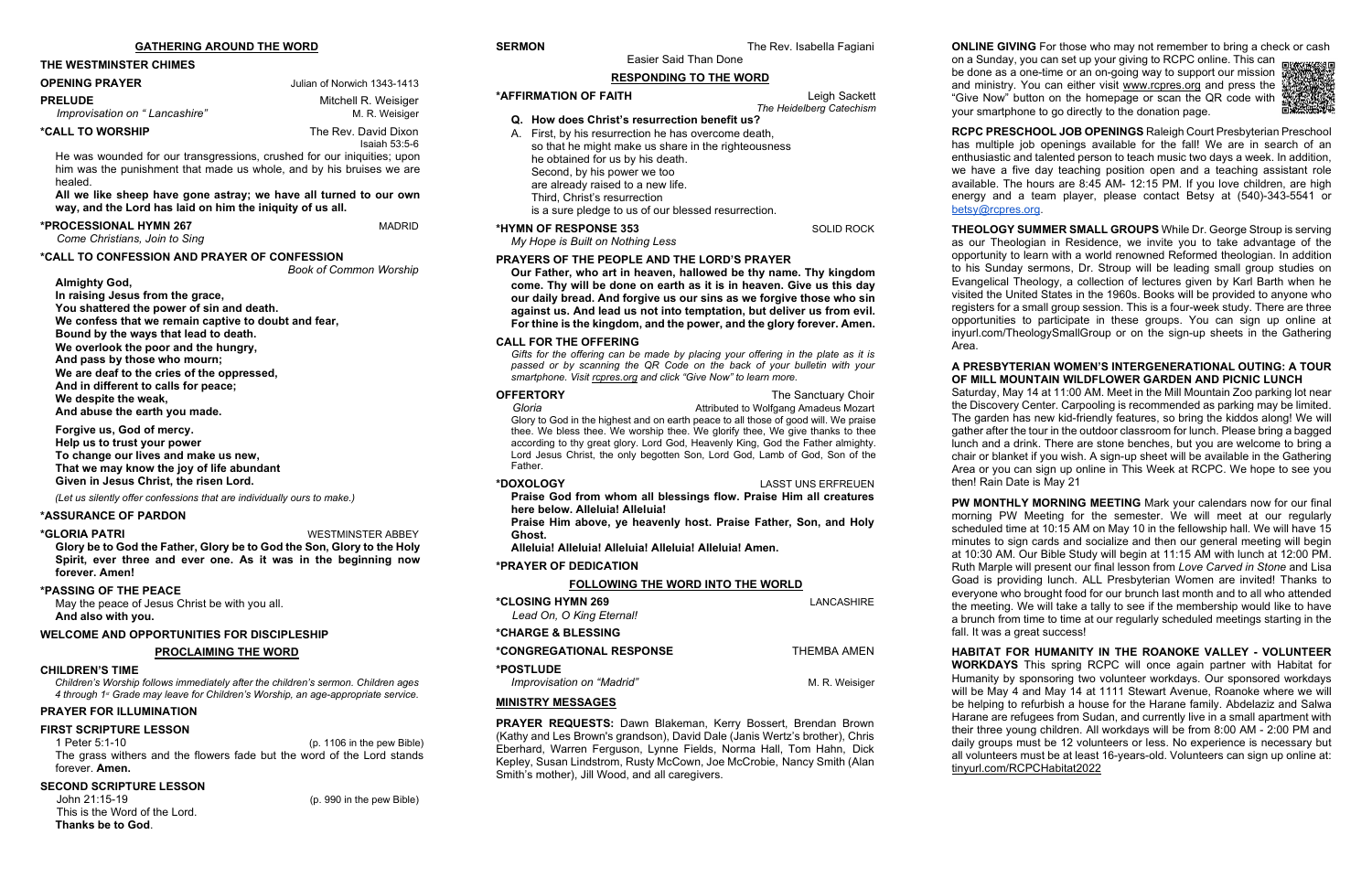## GATHERING AROUND THE WORD

**THE WESTMINSTER CHIMES**

**OPENING PRAYER** Julian of Norwich 1343-1413

**PRELUDE** Mitchell R. Weisiger
*Improvisation on "Lancashire"* M. R. Weisiger

**\*CALL TO WORSHIP** The Rev. David Dixon
Isaiah 53:5-6

He was wounded for our transgressions, crushed for our iniquities; upon him was the punishment that made us whole, and by his bruises we are healed.

**All we like sheep have gone astray; we have all turned to our own way, and the Lord has laid on him the iniquity of us all.**

**\*PROCESSIONAL HYMN 267** MADRID
*Come Christians, Join to Sing*

**\*CALL TO CONFESSION AND PRAYER OF CONFESSION**
*Book of Common Worship*

**Almighty God,**
**In raising Jesus from the grace,**
**You shattered the power of sin and death.**
**We confess that we remain captive to doubt and fear,**
**Bound by the ways that lead to death.**
**We overlook the poor and the hungry,**
**And pass by those who mourn;**
**We are deaf to the cries of the oppressed,**
**And in different to calls for peace;**
**We despite the weak,**
**And abuse the earth you made.**

**Forgive us, God of mercy.**
**Help us to trust your power**
**To change our lives and make us new,**
**That we may know the joy of life abundant**
**Given in Jesus Christ, the risen Lord.**

*(Let us silently offer confessions that are individually ours to make.)*

**\*ASSURANCE OF PARDON**

**\*GLORIA PATRI** WESTMINSTER ABBEY

**Glory be to God the Father, Glory be to God the Son, Glory to the Holy Spirit, ever three and ever one. As it was in the beginning now forever. Amen!**

**\*PASSING OF THE PEACE**

May the peace of Jesus Christ be with you all.
**And also with you.**

**WELCOME AND OPPORTUNITIES FOR DISCIPLESHIP**

## PROCLAIMING THE WORD

**CHILDREN'S TIME**

*Children's Worship follows immediately after the children's sermon. Children ages 4 through 1st Grade may leave for Children's Worship, an age-appropriate service.*

**PRAYER FOR ILLUMINATION**

**FIRST SCRIPTURE LESSON**

1 Peter 5:1-10 (p. 1106 in the pew Bible)

The grass withers and the flowers fade but the word of the Lord stands forever. **Amen.**

**SECOND SCRIPTURE LESSON**

John 21:15-19 (p. 990 in the pew Bible)

This is the Word of the Lord.
**Thanks be to God**.

**SERMON** The Rev. Isabella Fagiani
Easier Said Than Done

## RESPONDING TO THE WORD

**\*AFFIRMATION OF FAITH** Leigh Sackett
*The Heidelberg Catechism*

**Q. How does Christ's resurrection benefit us?**

A. First, by his resurrection he has overcome death,
so that he might make us share in the righteousness
he obtained for us by his death.
Second, by his power we too
are already raised to a new life.
Third, Christ's resurrection
is a sure pledge to us of our blessed resurrection.

**\*HYMN OF RESPONSE 353** SOLID ROCK
*My Hope is Built on Nothing Less*

**PRAYERS OF THE PEOPLE AND THE LORD'S PRAYER**

**Our Father, who art in heaven, hallowed be thy name. Thy kingdom come. Thy will be done on earth as it is in heaven. Give us this day our daily bread. And forgive us our sins as we forgive those who sin against us. And lead us not into temptation, but deliver us from evil. For thine is the kingdom, and the power, and the glory forever. Amen.**

**CALL FOR THE OFFERING**

*Gifts for the offering can be made by placing your offering in the plate as it is passed or by scanning the QR Code on the back of your bulletin with your smartphone. Visit rcpres.org and click "Give Now" to learn more.*

**OFFERTORY** The Sanctuary Choir
*Gloria* Attributed to Wolfgang Amadeus Mozart

Glory to God in the highest and on earth peace to all those of good will. We praise thee. We bless thee. We worship thee. We glorify thee, We give thanks to thee according to thy great glory. Lord God, Heavenly King, God the Father almighty. Lord Jesus Christ, the only begotten Son, Lord God, Lamb of God, Son of the Father.

**\*DOXOLOGY** LASST UNS ERFREUEN

**Praise God from whom all blessings flow. Praise Him all creatures here below. Alleluia! Alleluia!**
**Praise Him above, ye heavenly host. Praise Father, Son, and Holy Ghost.**
**Alleluia! Alleluia! Alleluia! Alleluia! Alleluia! Amen.**

**\*PRAYER OF DEDICATION**

## FOLLOWING THE WORD INTO THE WORLD

**\*CLOSING HYMN 269** LANCASHIRE
*Lead On, O King Eternal!*

**\*CHARGE & BLESSING**

**\*CONGREGATIONAL RESPONSE** THEMBA AMEN

**\*POSTLUDE**
*Improvisation on "Madrid"* M. R. Weisiger

## MINISTRY MESSAGES

**PRAYER REQUESTS:** Dawn Blakeman, Kerry Bossert, Brendan Brown (Kathy and Les Brown's grandson), David Dale (Janis Wertz's brother), Chris Eberhard, Warren Ferguson, Lynne Fields, Norma Hall, Tom Hahn, Dick Kepley, Susan Lindstrom, Rusty McCown, Joe McCrobie, Nancy Smith (Alan Smith's mother), Jill Wood, and all caregivers.

**ONLINE GIVING** For those who may not remember to bring a check or cash on a Sunday, you can set up your giving to RCPC online. This can be done as a one-time or an on-going way to support our mission and ministry. You can either visit www.rcpres.org and press the "Give Now" button on the homepage or scan the QR code with your smartphone to go directly to the donation page.

**RCPC PRESCHOOL JOB OPENINGS** Raleigh Court Presbyterian Preschool has multiple job openings available for the fall! We are in search of an enthusiastic and talented person to teach music two days a week. In addition, we have a five day teaching position open and a teaching assistant role available. The hours are 8:45 AM- 12:15 PM. If you love children, are high energy and a team player, please contact Betsy at (540)-343-5541 or betsy@rcpres.org.

**THEOLOGY SUMMER SMALL GROUPS** While Dr. George Stroup is serving as our Theologian in Residence, we invite you to take advantage of the opportunity to learn with a world renowned Reformed theologian. In addition to his Sunday sermons, Dr. Stroup will be leading small group studies on Evangelical Theology, a collection of lectures given by Karl Barth when he visited the United States in the 1960s. Books will be provided to anyone who registers for a small group session. This is a four-week study. There are three opportunities to participate in these groups. You can sign up online at inyurl.com/TheologySmallGroup or on the sign-up sheets in the Gathering Area.

**A PRESBYTERIAN WOMEN'S INTERGENERATIONAL OUTING: A TOUR OF MILL MOUNTAIN WILDFLOWER GARDEN AND PICNIC LUNCH**
Saturday, May 14 at 11:00 AM. Meet in the Mill Mountain Zoo parking lot near the Discovery Center. Carpooling is recommended as parking may be limited. The garden has new kid-friendly features, so bring the kiddos along! We will gather after the tour in the outdoor classroom for lunch. Please bring a bagged lunch and a drink. There are stone benches, but you are welcome to bring a chair or blanket if you wish. A sign-up sheet will be available in the Gathering Area or you can sign up online in This Week at RCPC. We hope to see you then! Rain Date is May 21

**PW MONTHLY MORNING MEETING** Mark your calendars now for our final morning PW Meeting for the semester. We will meet at our regularly scheduled time at 10:15 AM on May 10 in the fellowship hall. We will have 15 minutes to sign cards and socialize and then our general meeting will begin at 10:30 AM. Our Bible Study will begin at 11:15 AM with lunch at 12:00 PM. Ruth Marple will present our final lesson from *Love Carved in Stone* and Lisa Goad is providing lunch. ALL Presbyterian Women are invited! Thanks to everyone who brought food for our brunch last month and to all who attended the meeting. We will take a tally to see if the membership would like to have a brunch from time to time at our regularly scheduled meetings starting in the fall. It was a great success!

**HABITAT FOR HUMANITY IN THE ROANOKE VALLEY - VOLUNTEER WORKDAYS** This spring RCPC will once again partner with Habitat for Humanity by sponsoring two volunteer workdays. Our sponsored workdays will be May 4 and May 14 at 1111 Stewart Avenue, Roanoke where we will be helping to refurbish a house for the Harane family. Abdelaziz and Salwa Harane are refugees from Sudan, and currently live in a small apartment with their three young children. All workdays will be from 8:00 AM - 2:00 PM and daily groups must be 12 volunteers or less. No experience is necessary but all volunteers must be at least 16-years-old. Volunteers can sign up online at: tinyurl.com/RCPCHabitat2022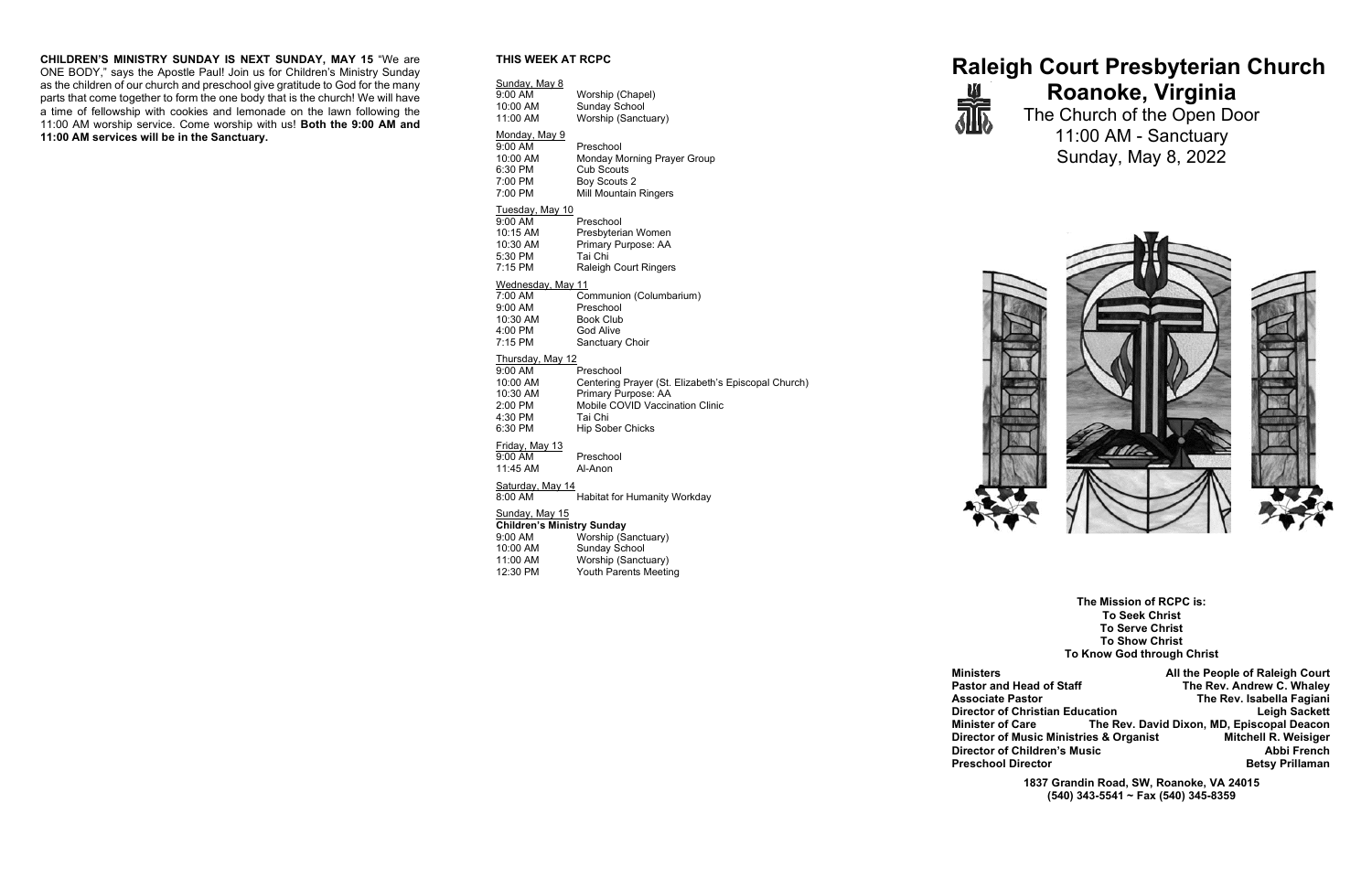**CHILDREN'S MINISTRY SUNDAY IS NEXT SUNDAY, MAY 15** "We are ONE BODY," says the Apostle Paul! Join us for Children's Ministry Sunday as the children of our church and preschool give gratitude to God for the many parts that come together to form the one body that is the church! We will have a time of fellowship with cookies and lemonade on the lawn following the 11:00 AM worship service. Come worship with us! **Both the 9:00 AM and 11:00 AM services will be in the Sanctuary.**

**THIS WEEK AT RCPC**

Sunday, May 8

| | |
|---|---|
| 9:00 AM | Worship (Chapel) |
| 10:00 AM | Sunday School |
| 11:00 AM | Worship (Sanctuary) |

Monday, May 9

| | |
|---|---|
| 9:00 AM | Preschool |
| 10:00 AM | Monday Morning Prayer Group |
| 6:30 PM | Cub Scouts |
| 7:00 PM | Boy Scouts 2 |
| 7:00 PM | Mill Mountain Ringers |

Tuesday, May 10

| | |
|---|---|
| 9:00 AM | Preschool |
| 10:15 AM | Presbyterian Women |
| 10:30 AM | Primary Purpose: AA |
| 5:30 PM | Tai Chi |
| 7:15 PM | Raleigh Court Ringers |

Wednesday, May 11

| | |
|---|---|
| 7:00 AM | Communion (Columbarium) |
| 9:00 AM | Preschool |
| 10:30 AM | Book Club |
| 4:00 PM | God Alive |
| 7:15 PM | Sanctuary Choir |

Thursday, May 12

| | |
|---|---|
| 9:00 AM | Preschool |
| 10:00 AM | Centering Prayer (St. Elizabeth's Episcopal Church) |
| 10:30 AM | Primary Purpose: AA |
| 2:00 PM | Mobile COVID Vaccination Clinic |
| 4:30 PM | Tai Chi |
| 6:30 PM | Hip Sober Chicks |

Friday, May 13

| | |
|---|---|
| 9:00 AM | Preschool |
| 11:45 AM | Al-Anon |

Saturday, May 14

| | |
|---|---|
| 8:00 AM | Habitat for Humanity Workday |

Sunday, May 15

**Children's Ministry Sunday**

| | |
|---|---|
| 9:00 AM | Worship (Sanctuary) |
| 10:00 AM | Sunday School |
| 11:00 AM | Worship (Sanctuary) |
| 12:30 PM | Youth Parents Meeting |

# Raleigh Court Presbyterian Church
## Roanoke, Virginia

The Church of the Open Door
11:00 AM - Sanctuary
Sunday, May 8, 2022

**The Mission of RCPC is:**
**To Seek Christ**
**To Serve Christ**
**To Show Christ**
**To Know God through Christ**

| | |
|---|---|
| **Ministers** | **All the People of Raleigh Court** |
| **Pastor and Head of Staff** | **The Rev. Andrew C. Whaley** |
| **Associate Pastor** | **The Rev. Isabella Fagiani** |
| **Director of Christian Education** | **Leigh Sackett** |
| **Minister of Care** | **The Rev. David Dixon, MD, Episcopal Deacon** |
| **Director of Music Ministries & Organist** | **Mitchell R. Weisiger** |
| **Director of Children's Music** | **Abbi French** |
| **Preschool Director** | **Betsy Prillaman** |

**1837 Grandin Road, SW, Roanoke, VA 24015**
**(540) 343-5541 ~ Fax (540) 345-8359**